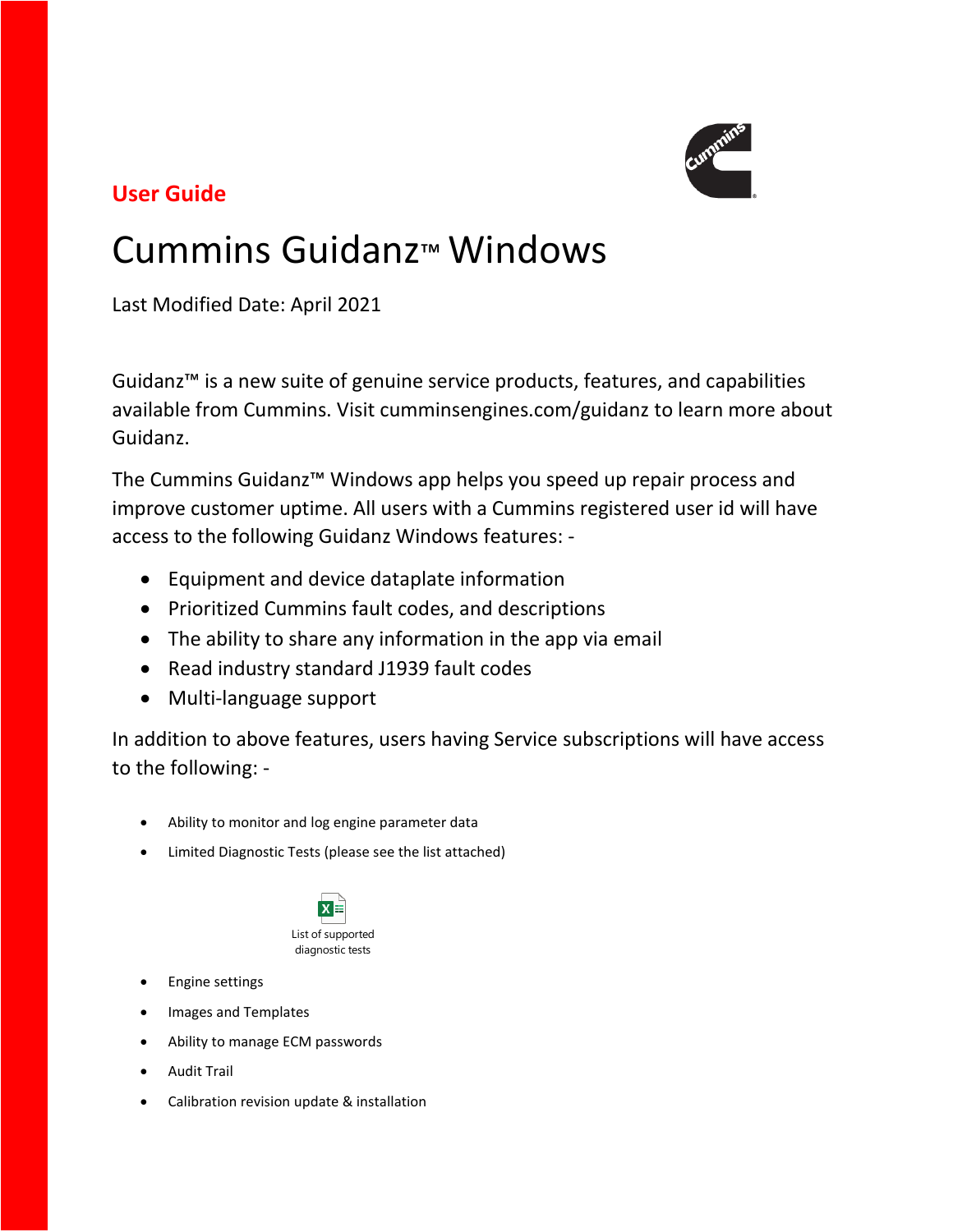**User Guide**

# Cummins Guidanz™ Windows

Last Modified Date: April 2021

Guidanz™ is a new suite of genuine service products, features, and capabilities available from Cummins. Visit cumminsengines.com/guidanz to learn more about Guidanz.

The Cummins Guidanz™ Windows app helps you speed up repair process and improve customer uptime. All users with a Cummins registered user id will have access to the following Guidanz Windows features: -

- Equipment and device dataplate information
- Prioritized Cummins fault codes, and descriptions
- The ability to share any information in the app via email
- Read industry standard J1939 fault codes
- Multi-language support

In addition to above features, users having Service subscriptions will have access to the following: -

- Ability to monitor and log engine parameter data
- Limited Diagnostic Tests (please see the list attached)

List of supported diagnostic tests

- Engine settings
- Images and Templates
- Ability to manage ECM passwords
- Audit Trail
- Calibration revision update & installation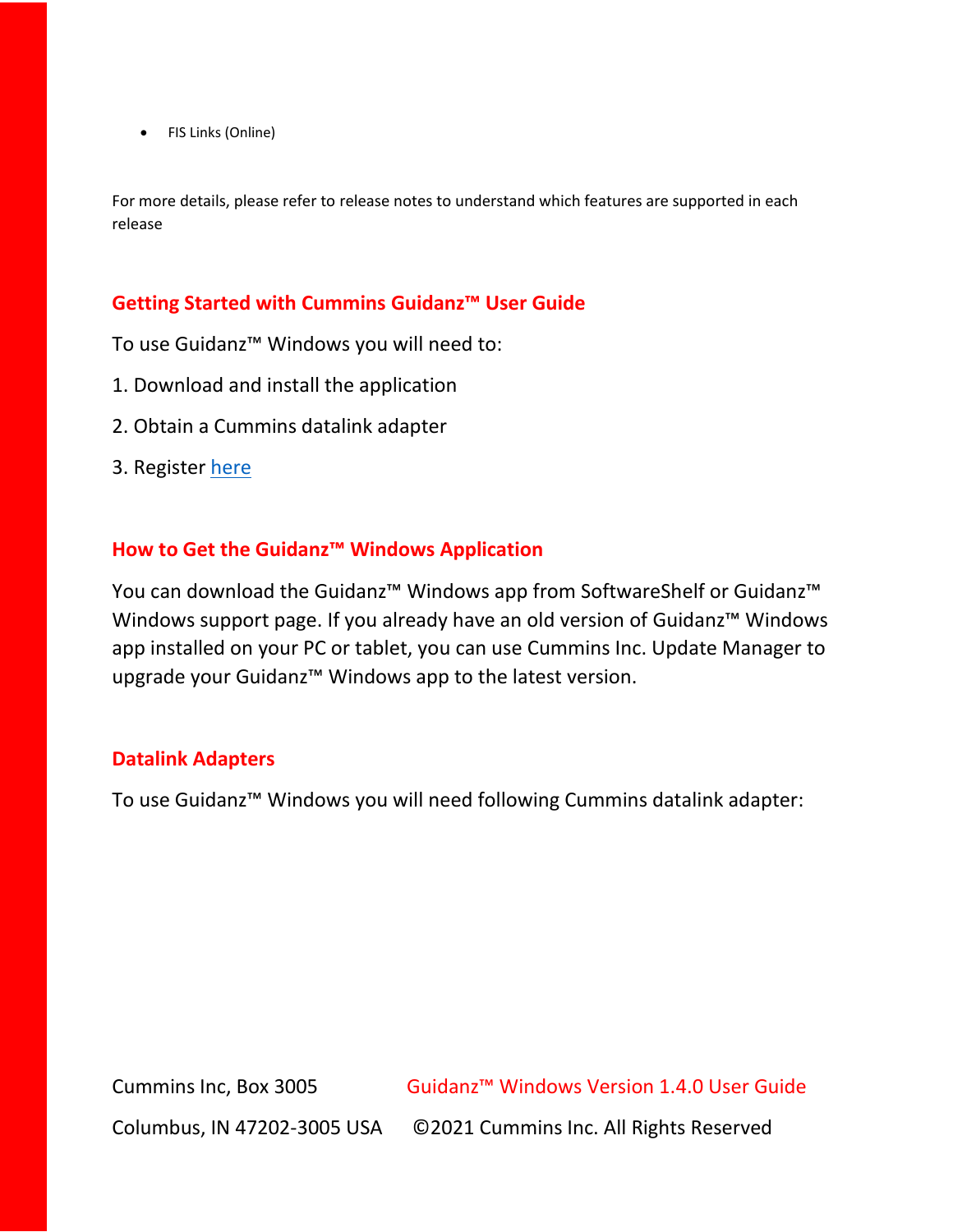- FIS Links (Online)

For more details, please refer to release notes to understand which features are supported in each release

## Getting Started with Cummins Guidanz™ User Guide

To use Guidanz™ Windows you will need to:

1. Download and install the application
2. Obtain a Cummins datalink adapter
3. Register here

## How to Get the Guidanz™ Windows Application

You can download the Guidanz™ Windows app from SoftwareShelf or Guidanz™ Windows support page. If you already have an old version of Guidanz™ Windows app installed on your PC or tablet, you can use Cummins Inc. Update Manager to upgrade your Guidanz™ Windows app to the latest version.

## Datalink Adapters

To use Guidanz™ Windows you will need following Cummins datalink adapter: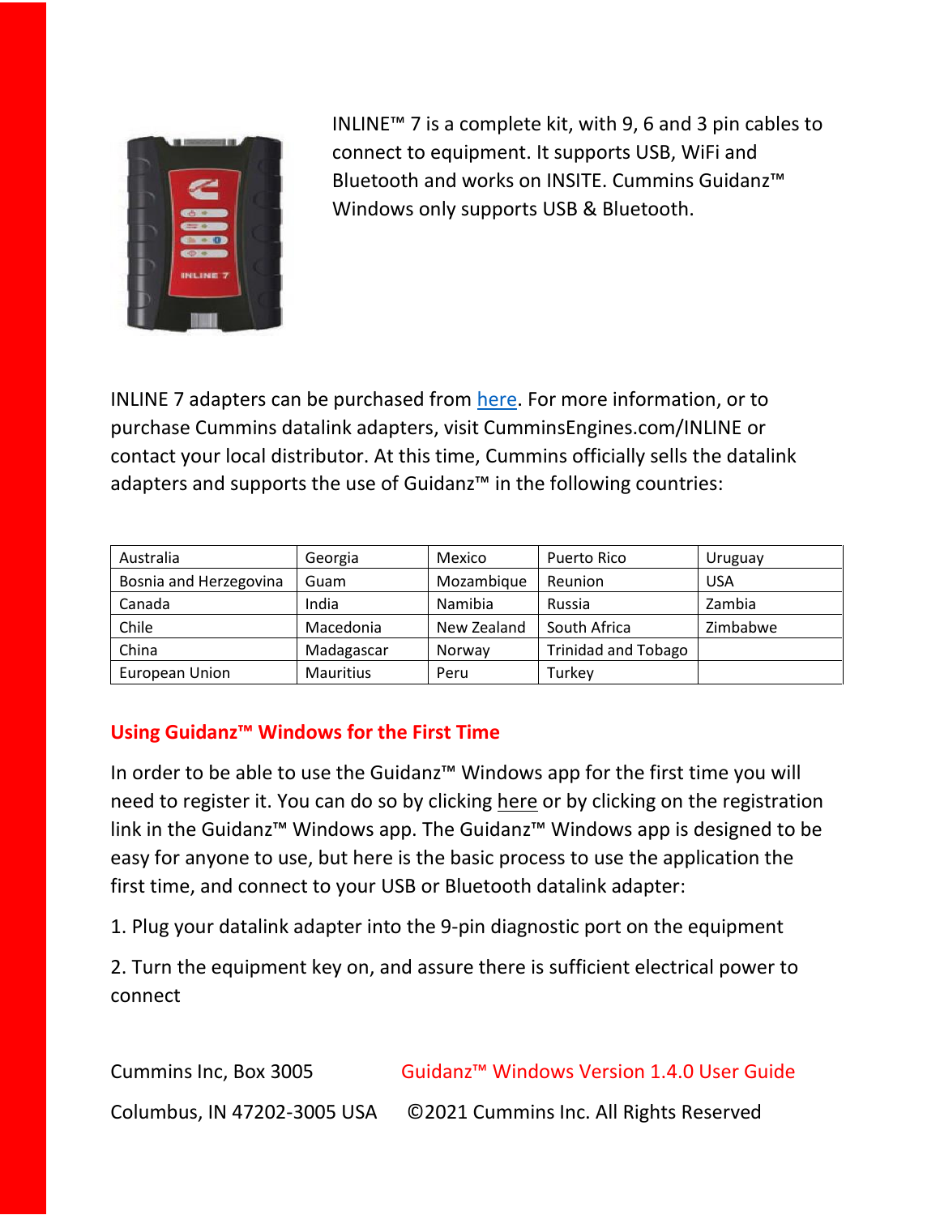INLINE™ 7 is a complete kit, with 9, 6 and 3 pin cables to connect to equipment. It supports USB, WiFi and Bluetooth and works on INSITE. Cummins Guidanz™ Windows only supports USB & Bluetooth.

INLINE 7 adapters can be purchased from here. For more information, or to purchase Cummins datalink adapters, visit CumminsEngines.com/INLINE or contact your local distributor. At this time, Cummins officially sells the datalink adapters and supports the use of Guidanz™ in the following countries:

| | | | | |
|---|---|---|---|---|
| Australia | Georgia | Mexico | Puerto Rico | Uruguay |
| Bosnia and Herzegovina | Guam | Mozambique | Reunion | USA |
| Canada | India | Namibia | Russia | Zambia |
| Chile | Macedonia | New Zealand | South Africa | Zimbabwe |
| China | Madagascar | Norway | Trinidad and Tobago | |
| European Union | Mauritius | Peru | Turkey | |

## Using Guidanz™ Windows for the First Time

In order to be able to use the Guidanz™ Windows app for the first time you will need to register it. You can do so by clicking here or by clicking on the registration link in the Guidanz™ Windows app. The Guidanz™ Windows app is designed to be easy for anyone to use, but here is the basic process to use the application the first time, and connect to your USB or Bluetooth datalink adapter:

1. Plug your datalink adapter into the 9-pin diagnostic port on the equipment

2. Turn the equipment key on, and assure there is sufficient electrical power to connect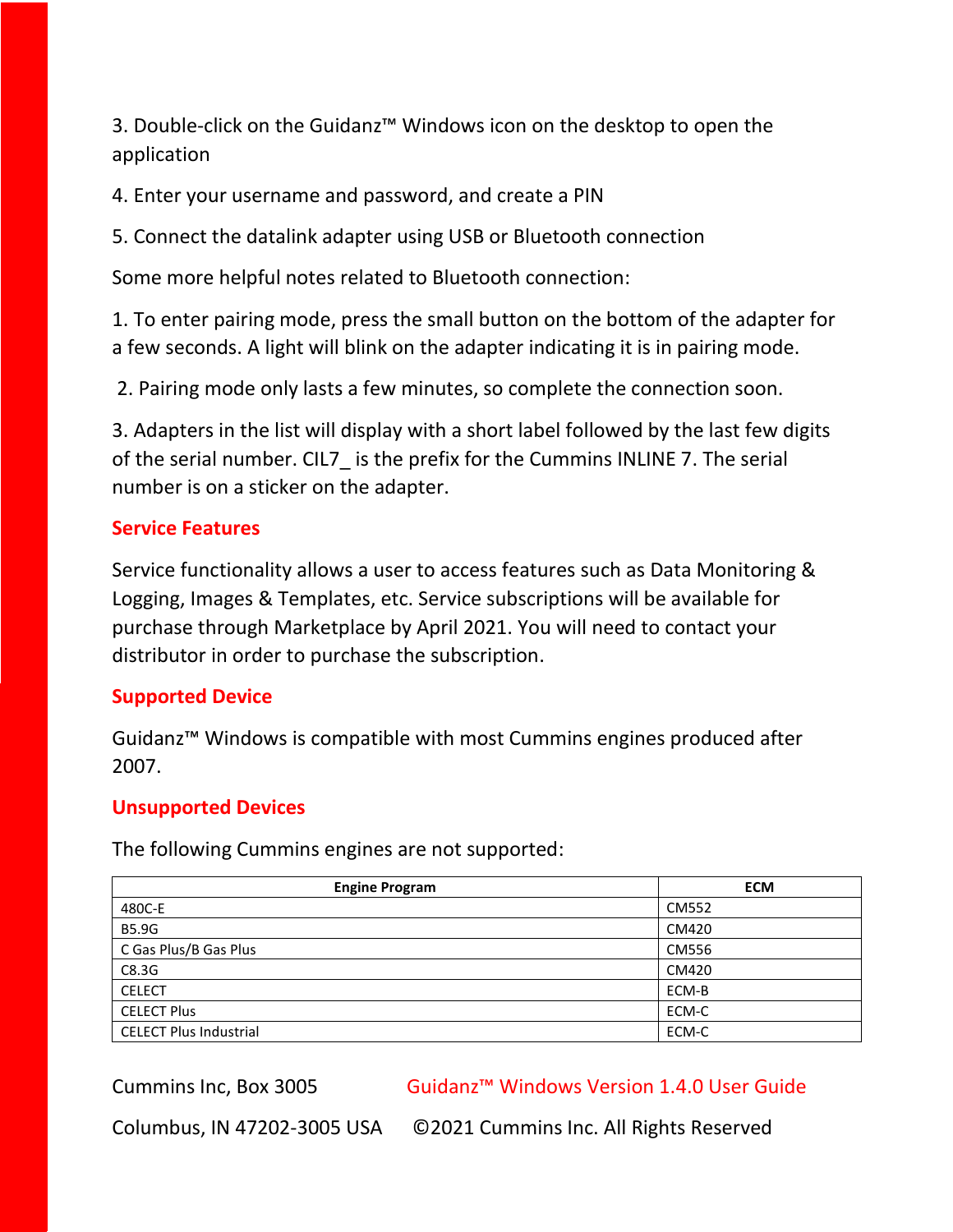3. Double-click on the Guidanz™ Windows icon on the desktop to open the application

4. Enter your username and password, and create a PIN

5. Connect the datalink adapter using USB or Bluetooth connection

Some more helpful notes related to Bluetooth connection:

1. To enter pairing mode, press the small button on the bottom of the adapter for a few seconds. A light will blink on the adapter indicating it is in pairing mode.

2. Pairing mode only lasts a few minutes, so complete the connection soon.

3. Adapters in the list will display with a short label followed by the last few digits of the serial number. CIL7_ is the prefix for the Cummins INLINE 7. The serial number is on a sticker on the adapter.

## Service Features

Service functionality allows a user to access features such as Data Monitoring & Logging, Images & Templates, etc. Service subscriptions will be available for purchase through Marketplace by April 2021. You will need to contact your distributor in order to purchase the subscription.

## Supported Device

Guidanz™ Windows is compatible with most Cummins engines produced after 2007.

## Unsupported Devices

The following Cummins engines are not supported:

| Engine Program | ECM |
|---|---|
| 480C-E | CM552 |
| B5.9G | CM420 |
| C Gas Plus/B Gas Plus | CM556 |
| C8.3G | CM420 |
| CELECT | ECM-B |
| CELECT Plus | ECM-C |
| CELECT Plus Industrial | ECM-C |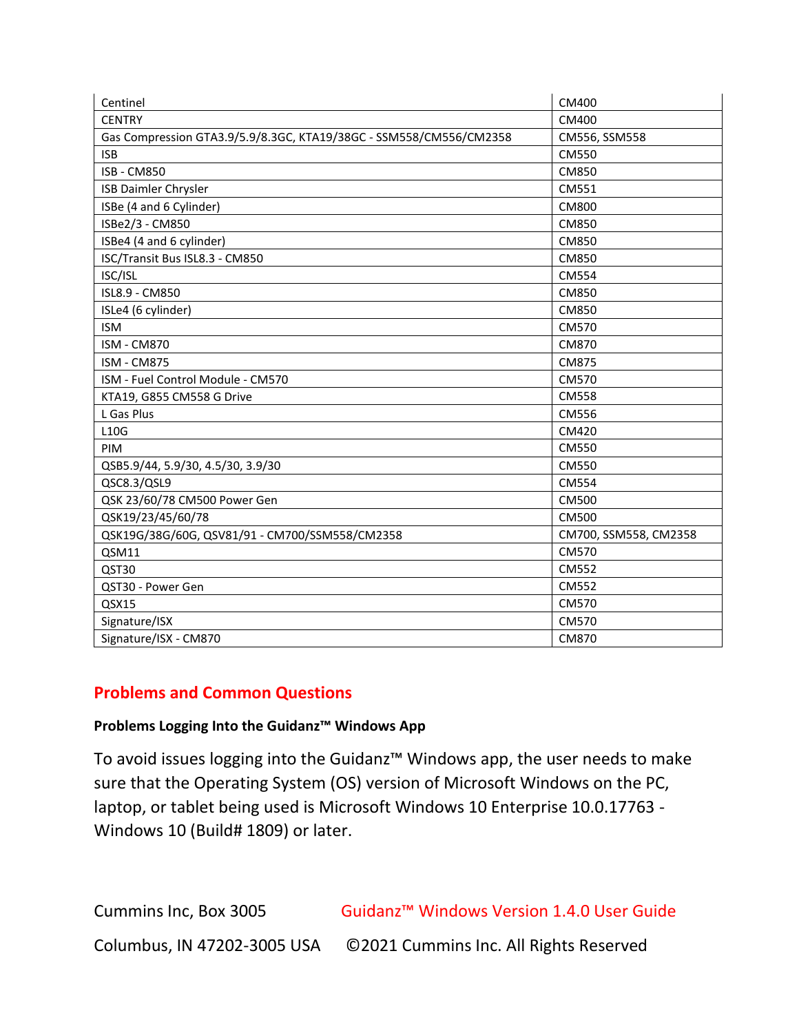| Centinel | CM400 |
|---|---|
| CENTRY | CM400 |
| Gas Compression GTA3.9/5.9/8.3GC, KTA19/38GC - SSM558/CM556/CM2358 | CM556, SSM558 |
| ISB | CM550 |
| ISB - CM850 | CM850 |
| ISB Daimler Chrysler | CM551 |
| ISBe (4 and 6 Cylinder) | CM800 |
| ISBe2/3 - CM850 | CM850 |
| ISBe4 (4 and 6 cylinder) | CM850 |
| ISC/Transit Bus ISL8.3 - CM850 | CM850 |
| ISC/ISL | CM554 |
| ISL8.9 - CM850 | CM850 |
| ISLe4 (6 cylinder) | CM850 |
| ISM | CM570 |
| ISM - CM870 | CM870 |
| ISM - CM875 | CM875 |
| ISM - Fuel Control Module - CM570 | CM570 |
| KTA19, G855 CM558 G Drive | CM558 |
| L Gas Plus | CM556 |
| L10G | CM420 |
| PIM | CM550 |
| QSB5.9/44, 5.9/30, 4.5/30, 3.9/30 | CM550 |
| QSC8.3/QSL9 | CM554 |
| QSK 23/60/78 CM500 Power Gen | CM500 |
| QSK19/23/45/60/78 | CM500 |
| QSK19G/38G/60G, QSV81/91 - CM700/SSM558/CM2358 | CM700, SSM558, CM2358 |
| QSM11 | CM570 |
| QST30 | CM552 |
| QST30 - Power Gen | CM552 |
| QSX15 | CM570 |
| Signature/ISX | CM570 |
| Signature/ISX - CM870 | CM870 |

## Problems and Common Questions

**Problems Logging Into the Guidanz™ Windows App**

To avoid issues logging into the Guidanz™ Windows app, the user needs to make sure that the Operating System (OS) version of Microsoft Windows on the PC, laptop, or tablet being used is Microsoft Windows 10 Enterprise 10.0.17763 - Windows 10 (Build# 1809) or later.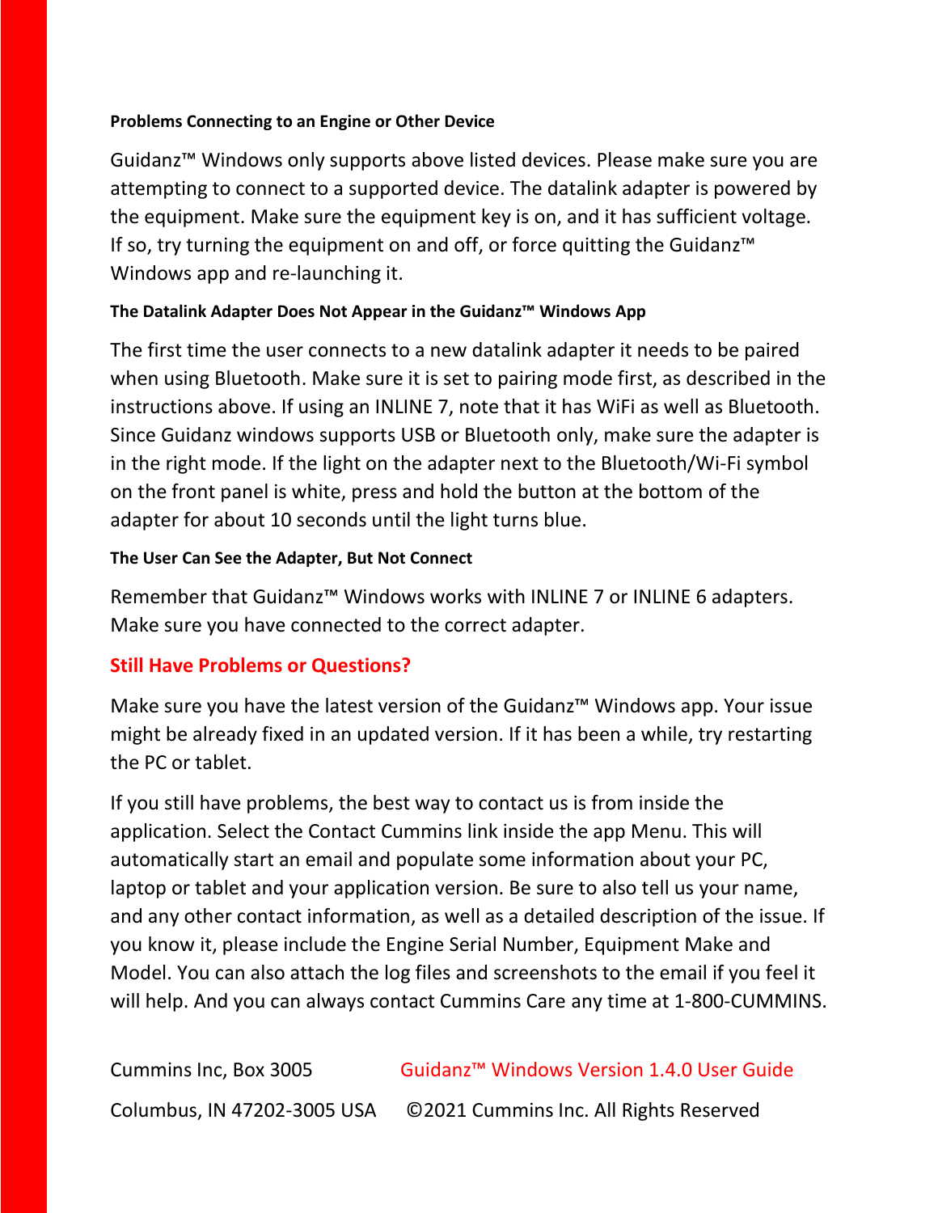#### Problems Connecting to an Engine or Other Device

Guidanz™ Windows only supports above listed devices. Please make sure you are attempting to connect to a supported device. The datalink adapter is powered by the equipment. Make sure the equipment key is on, and it has sufficient voltage. If so, try turning the equipment on and off, or force quitting the Guidanz™ Windows app and re-launching it.

#### The Datalink Adapter Does Not Appear in the Guidanz™ Windows App

The first time the user connects to a new datalink adapter it needs to be paired when using Bluetooth. Make sure it is set to pairing mode first, as described in the instructions above. If using an INLINE 7, note that it has WiFi as well as Bluetooth. Since Guidanz windows supports USB or Bluetooth only, make sure the adapter is in the right mode. If the light on the adapter next to the Bluetooth/Wi-Fi symbol on the front panel is white, press and hold the button at the bottom of the adapter for about 10 seconds until the light turns blue.

#### The User Can See the Adapter, But Not Connect

Remember that Guidanz™ Windows works with INLINE 7 or INLINE 6 adapters. Make sure you have connected to the correct adapter.

## Still Have Problems or Questions?

Make sure you have the latest version of the Guidanz™ Windows app. Your issue might be already fixed in an updated version. If it has been a while, try restarting the PC or tablet.

If you still have problems, the best way to contact us is from inside the application. Select the Contact Cummins link inside the app Menu. This will automatically start an email and populate some information about your PC, laptop or tablet and your application version. Be sure to also tell us your name, and any other contact information, as well as a detailed description of the issue. If you know it, please include the Engine Serial Number, Equipment Make and Model. You can also attach the log files and screenshots to the email if you feel it will help. And you can always contact Cummins Care any time at 1-800-CUMMINS.

Cummins Inc, Box 3005

Columbus, IN 47202-3005 USA

Guidanz™ Windows Version 1.4.0 User Guide

©2021 Cummins Inc. All Rights Reserved